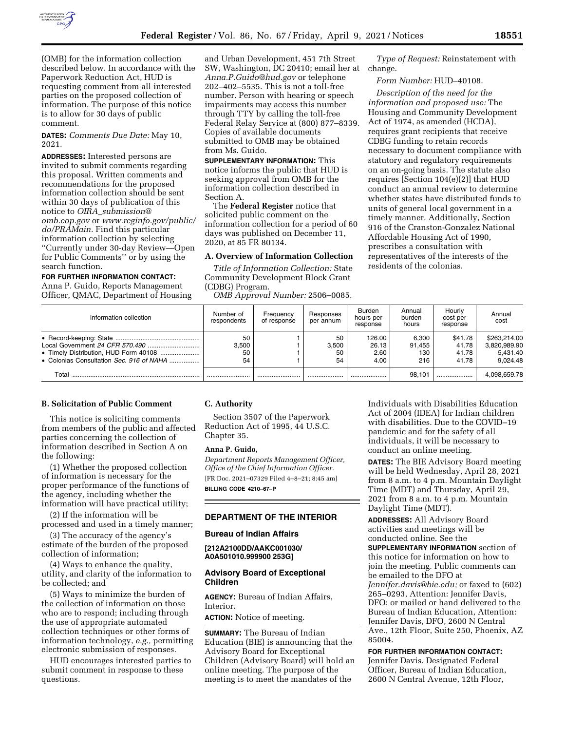(OMB) for the information collection described below. In accordance with the Paperwork Reduction Act, HUD is requesting comment from all interested parties on the proposed collection of information. The purpose of this notice is to allow for 30 days of public comment.

**DATES:** *Comments Due Date:* May 10, 2021.

**ADDRESSES:** Interested persons are invited to submit comments regarding this proposal. Written comments and recommendations for the proposed information collection should be sent within 30 days of publication of this notice to *OIRA_submission@omb.eop.gov* or *www.reginfo.gov/public/do/PRAMain.* Find this particular information collection by selecting ''Currently under 30-day Review—Open for Public Comments'' or by using the search function.

**FOR FURTHER INFORMATION CONTACT:** Anna P. Guido, Reports Management Officer, QMAC, Department of Housing and Urban Development, 451 7th Street SW, Washington, DC 20410; email her at *Anna.P.Guido@hud.gov* or telephone 202–402–5535. This is not a toll-free number. Person with hearing or speech impairments may access this number through TTY by calling the toll-free Federal Relay Service at (800) 877–8339. Copies of available documents submitted to OMB may be obtained from Ms. Guido.

**SUPPLEMENTARY INFORMATION:** This notice informs the public that HUD is seeking approval from OMB for the information collection described in Section A.

The **Federal Register** notice that solicited public comment on the information collection for a period of 60 days was published on December 11, 2020, at 85 FR 80134.

### A. Overview of Information Collection

*Title of Information Collection:* State Community Development Block Grant (CDBG) Program.

*OMB Approval Number:* 2506–0085.

*Type of Request:* Reinstatement with change.

*Form Number:* HUD–40108.

*Description of the need for the information and proposed use:* The Housing and Community Development Act of 1974, as amended (HCDA), requires grant recipients that receive CDBG funding to retain records necessary to document compliance with statutory and regulatory requirements on an on-going basis. The statute also requires [Section 104(e)(2)] that HUD conduct an annual review to determine whether states have distributed funds to units of general local government in a timely manner. Additionally, Section 916 of the Cranston-Gonzalez National Affordable Housing Act of 1990, prescribes a consultation with representatives of the interests of the residents of the colonias.

| Information collection | Number of respondents | Frequency of response | Responses per annum | Burden hours per response | Annual burden hours | Hourly cost per response | Annual cost |
|---|---|---|---|---|---|---|---|
| • Record-keeping: State | 50 | 1 | 50 | 126.00 | 6,300 | $41.78 | $263,214.00 |
| Local Government *24 CFR 570.490* | 3,500 | 1 | 3,500 | 26.13 | 91,455 | 41.78 | 3,820,989.90 |
| • Timely Distribution, HUD Form 40108 | 50 | 1 | 50 | 2.60 | 130 | 41.78 | 5,431.40 |
| • Colonias Consultation *Sec. 916 of NAHA* | 54 | 1 | 54 | 4.00 | 216 | 41.78 | 9,024.48 |
| Total | | | | | 98,101 | | 4,098,659.78 |

### B. Solicitation of Public Comment

This notice is soliciting comments from members of the public and affected parties concerning the collection of information described in Section A on the following:

(1) Whether the proposed collection of information is necessary for the proper performance of the functions of the agency, including whether the information will have practical utility;

(2) If the information will be processed and used in a timely manner;

(3) The accuracy of the agency's estimate of the burden of the proposed collection of information;

(4) Ways to enhance the quality, utility, and clarity of the information to be collected; and

(5) Ways to minimize the burden of the collection of information on those who are to respond; including through the use of appropriate automated collection techniques or other forms of information technology, *e.g.,* permitting electronic submission of responses.

HUD encourages interested parties to submit comment in response to these questions.

### C. Authority

Section 3507 of the Paperwork Reduction Act of 1995, 44 U.S.C. Chapter 35.

**Anna P. Guido,**

*Department Reports Management Officer, Office of the Chief Information Officer.*

[FR Doc. 2021–07329 Filed 4–8–21; 8:45 am]

**BILLING CODE 4210–67–P**

## DEPARTMENT OF THE INTERIOR

### Bureau of Indian Affairs

**[212A2100DD/AAKC001030/A0A501010.999900 253G]**

### Advisory Board of Exceptional Children

**AGENCY:** Bureau of Indian Affairs, Interior.

**ACTION:** Notice of meeting.

**SUMMARY:** The Bureau of Indian Education (BIE) is announcing that the Advisory Board for Exceptional Children (Advisory Board) will hold an online meeting. The purpose of the meeting is to meet the mandates of the Individuals with Disabilities Education Act of 2004 (IDEA) for Indian children with disabilities. Due to the COVID–19 pandemic and for the safety of all individuals, it will be necessary to conduct an online meeting.

**DATES:** The BIE Advisory Board meeting will be held Wednesday, April 28, 2021 from 8 a.m. to 4 p.m. Mountain Daylight Time (MDT) and Thursday, April 29, 2021 from 8 a.m. to 4 p.m. Mountain Daylight Time (MDT).

**ADDRESSES:** All Advisory Board activities and meetings will be conducted online. See the **SUPPLEMENTARY INFORMATION** section of this notice for information on how to join the meeting. Public comments can be emailed to the DFO at *Jennifer.davis@bie.edu;* or faxed to (602) 265–0293, Attention: Jennifer Davis, DFO; or mailed or hand delivered to the Bureau of Indian Education, Attention: Jennifer Davis, DFO, 2600 N Central Ave., 12th Floor, Suite 250, Phoenix, AZ 85004.

**FOR FURTHER INFORMATION CONTACT:** Jennifer Davis, Designated Federal Officer, Bureau of Indian Education, 2600 N Central Avenue, 12th Floor,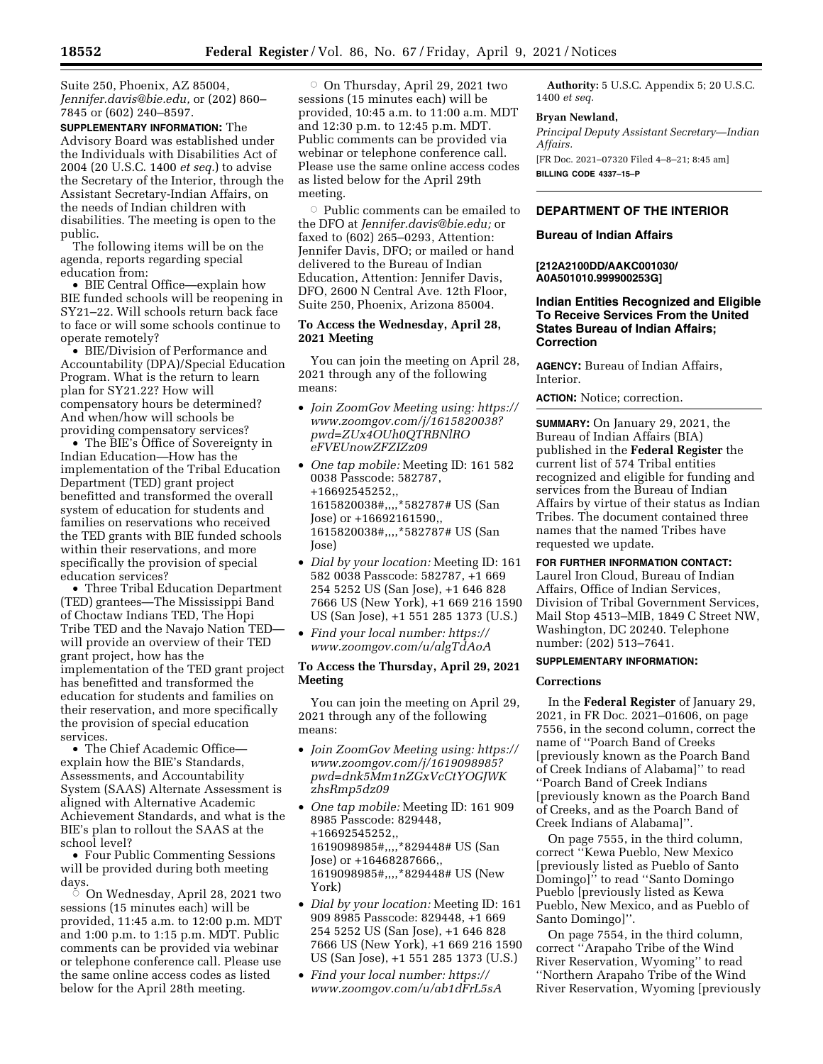Suite 250, Phoenix, AZ 85004, *Jennifer.davis@bie.edu,* or (202) 860–7845 or (602) 240–8597.

**SUPPLEMENTARY INFORMATION:** The Advisory Board was established under the Individuals with Disabilities Act of 2004 (20 U.S.C. 1400 *et seq.*) to advise the Secretary of the Interior, through the Assistant Secretary-Indian Affairs, on the needs of Indian children with disabilities. The meeting is open to the public.

The following items will be on the agenda, reports regarding special education from:

- BIE Central Office—explain how BIE funded schools will be reopening in SY21–22. Will schools return back face to face or will some schools continue to operate remotely?
- BIE/Division of Performance and Accountability (DPA)/Special Education Program. What is the return to learn plan for SY21.22? How will compensatory hours be determined? And when/how will schools be providing compensatory services?
- The BIE's Office of Sovereignty in Indian Education—How has the implementation of the Tribal Education Department (TED) grant project benefitted and transformed the overall system of education for students and families on reservations who received the TED grants with BIE funded schools within their reservations, and more specifically the provision of special education services?
- Three Tribal Education Department (TED) grantees—The Mississippi Band of Choctaw Indians TED, The Hopi Tribe TED and the Navajo Nation TED—will provide an overview of their TED grant project, how has the implementation of the TED grant project has benefitted and transformed the education for students and families on their reservation, and more specifically the provision of special education services.
- The Chief Academic Office—explain how the BIE's Standards, Assessments, and Accountability System (SAAS) Alternate Assessment is aligned with Alternative Academic Achievement Standards, and what is the BIE's plan to rollout the SAAS at the school level?
- Four Public Commenting Sessions will be provided during both meeting days.
  - On Wednesday, April 28, 2021 two sessions (15 minutes each) will be provided, 11:45 a.m. to 12:00 p.m. MDT and 1:00 p.m. to 1:15 p.m. MDT. Public comments can be provided via webinar or telephone conference call. Please use the same online access codes as listed below for the April 28th meeting.
  - On Thursday, April 29, 2021 two sessions (15 minutes each) will be provided, 10:45 a.m. to 11:00 a.m. MDT and 12:30 p.m. to 12:45 p.m. MDT. Public comments can be provided via webinar or telephone conference call. Please use the same online access codes as listed below for the April 29th meeting.
  - Public comments can be emailed to the DFO at *Jennifer.davis@bie.edu;* or faxed to (602) 265–0293, Attention: Jennifer Davis, DFO; or mailed or hand delivered to the Bureau of Indian Education, Attention: Jennifer Davis, DFO, 2600 N Central Ave. 12th Floor, Suite 250, Phoenix, Arizona 85004.

### To Access the Wednesday, April 28, 2021 Meeting

You can join the meeting on April 28, 2021 through any of the following means:

- *Join ZoomGov Meeting using: https://www.zoomgov.com/j/1615820038?pwd=ZUx4OUh0QTRBNlRO eFVEUnowZFZIZz09*
- *One tap mobile:* Meeting ID: 161 582 0038 Passcode: 582787, +16692545252,,1615820038#,,,,*582787# US (San Jose) or +16692161590,,1615820038#,,,,*582787# US (San Jose)
- *Dial by your location:* Meeting ID: 161 582 0038 Passcode: 582787, +1 669 254 5252 US (San Jose), +1 646 828 7666 US (New York), +1 669 216 1590 US (San Jose), +1 551 285 1373 (U.S.)
- *Find your local number: https://www.zoomgov.com/u/algTdAoA*

### To Access the Thursday, April 29, 2021 Meeting

You can join the meeting on April 29, 2021 through any of the following means:

- *Join ZoomGov Meeting using: https://www.zoomgov.com/j/1619098985?pwd=dnk5Mm1nZGxVcCtYOGJWK zhsRmp5dz09*
- *One tap mobile:* Meeting ID: 161 909 8985 Passcode: 829448, +16692545252,,1619098985#,,,,*829448# US (San Jose) or +16468287666,,1619098985#,,,,*829448# US (New York)
- *Dial by your location:* Meeting ID: 161 909 8985 Passcode: 829448, +1 669 254 5252 US (San Jose), +1 646 828 7666 US (New York), +1 669 216 1590 US (San Jose), +1 551 285 1373 (U.S.)
- *Find your local number: https://www.zoomgov.com/u/ab1dFrL5sA*

**Authority:** 5 U.S.C. Appendix 5; 20 U.S.C. 1400 *et seq.*

**Bryan Newland,**

*Principal Deputy Assistant Secretary—Indian Affairs.*

[FR Doc. 2021–07320 Filed 4–8–21; 8:45 am]

**BILLING CODE 4337–15–P**

---

## DEPARTMENT OF THE INTERIOR

### Bureau of Indian Affairs

**[212A2100DD/AAKC001030/A0A501010.999900253G]**

### Indian Entities Recognized and Eligible To Receive Services From the United States Bureau of Indian Affairs; Correction

**AGENCY:** Bureau of Indian Affairs, Interior.

**ACTION:** Notice; correction.

**SUMMARY:** On January 29, 2021, the Bureau of Indian Affairs (BIA) published in the **Federal Register** the current list of 574 Tribal entities recognized and eligible for funding and services from the Bureau of Indian Affairs by virtue of their status as Indian Tribes. The document contained three names that the named Tribes have requested we update.

**FOR FURTHER INFORMATION CONTACT:** Laurel Iron Cloud, Bureau of Indian Affairs, Office of Indian Services, Division of Tribal Government Services, Mail Stop 4513–MIB, 1849 C Street NW, Washington, DC 20240. Telephone number: (202) 513–7641.

**SUPPLEMENTARY INFORMATION:**

**Corrections**

In the **Federal Register** of January 29, 2021, in FR Doc. 2021–01606, on page 7556, in the second column, correct the name of ''Poarch Band of Creeks [previously known as the Poarch Band of Creek Indians of Alabama]'' to read ''Poarch Band of Creek Indians [previously known as the Poarch Band of Creeks, and as the Poarch Band of Creek Indians of Alabama]''.

On page 7555, in the third column, correct ''Kewa Pueblo, New Mexico [previously listed as Pueblo of Santo Domingo]'' to read ''Santo Domingo Pueblo [previously listed as Kewa Pueblo, New Mexico, and as Pueblo of Santo Domingo]''.

On page 7554, in the third column, correct ''Arapaho Tribe of the Wind River Reservation, Wyoming'' to read ''Northern Arapaho Tribe of the Wind River Reservation, Wyoming [previously